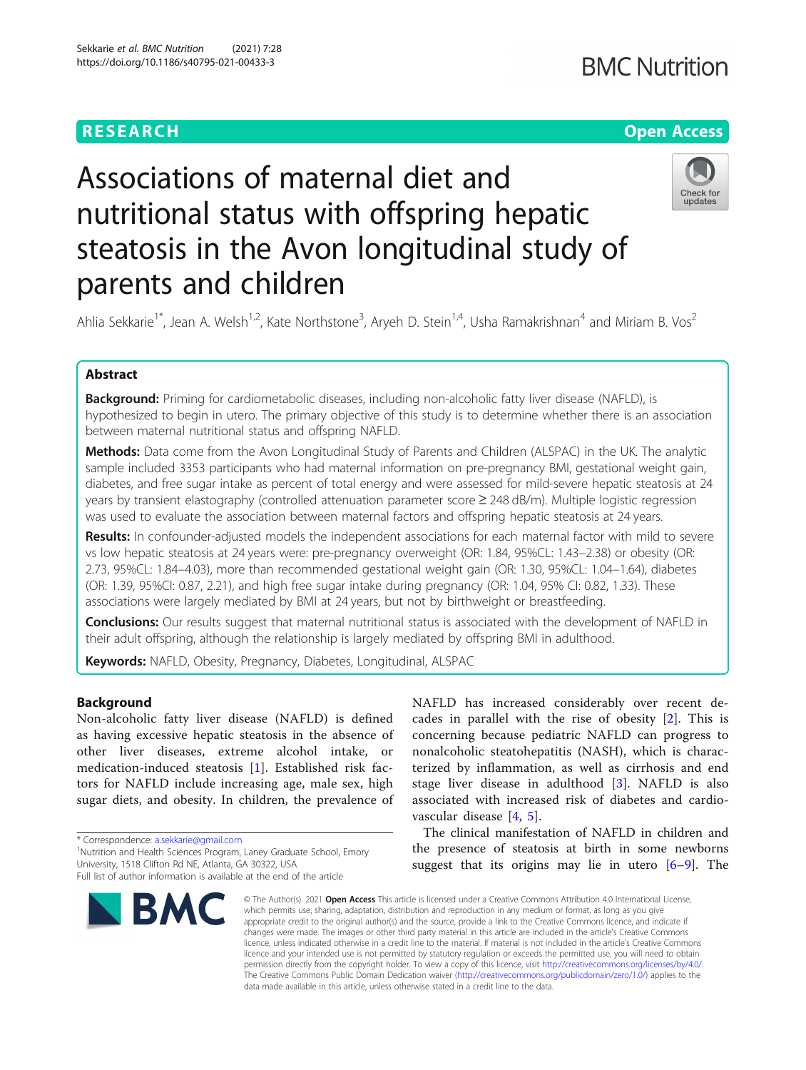RESEARCH

Open Access

# Associations of maternal diet and nutritional status with offspring hepatic steatosis in the Avon longitudinal study of parents and children

Ahlia Sekkarie[1*], Jean A. Welsh[1,2], Kate Northstone[3], Aryeh D. Stein[1,4], Usha Ramakrishnan[4] and Miriam B. Vos[2]

## Abstract

**Background:** Priming for cardiometabolic diseases, including non-alcoholic fatty liver disease (NAFLD), is hypothesized to begin in utero. The primary objective of this study is to determine whether there is an association between maternal nutritional status and offspring NAFLD.

**Methods:** Data come from the Avon Longitudinal Study of Parents and Children (ALSPAC) in the UK. The analytic sample included 3353 participants who had maternal information on pre-pregnancy BMI, gestational weight gain, diabetes, and free sugar intake as percent of total energy and were assessed for mild-severe hepatic steatosis at 24 years by transient elastography (controlled attenuation parameter score ≥ 248 dB/m). Multiple logistic regression was used to evaluate the association between maternal factors and offspring hepatic steatosis at 24 years.

**Results:** In confounder-adjusted models the independent associations for each maternal factor with mild to severe vs low hepatic steatosis at 24 years were: pre-pregnancy overweight (OR: 1.84, 95%CL: 1.43–2.38) or obesity (OR: 2.73, 95%CL: 1.84–4.03), more than recommended gestational weight gain (OR: 1.30, 95%CL: 1.04–1.64), diabetes (OR: 1.39, 95%CI: 0.87, 2.21), and high free sugar intake during pregnancy (OR: 1.04, 95% CI: 0.82, 1.33). These associations were largely mediated by BMI at 24 years, but not by birthweight or breastfeeding.

**Conclusions:** Our results suggest that maternal nutritional status is associated with the development of NAFLD in their adult offspring, although the relationship is largely mediated by offspring BMI in adulthood.

**Keywords:** NAFLD, Obesity, Pregnancy, Diabetes, Longitudinal, ALSPAC

## Background

Non-alcoholic fatty liver disease (NAFLD) is defined as having excessive hepatic steatosis in the absence of other liver diseases, extreme alcohol intake, or medication-induced steatosis [1]. Established risk factors for NAFLD include increasing age, male sex, high sugar diets, and obesity. In children, the prevalence of NAFLD has increased considerably over recent decades in parallel with the rise of obesity [2]. This is concerning because pediatric NAFLD can progress to nonalcoholic steatohepatitis (NASH), which is characterized by inflammation, as well as cirrhosis and end stage liver disease in adulthood [3]. NAFLD is also associated with increased risk of diabetes and cardiovascular disease [4, 5].

The clinical manifestation of NAFLD in children and the presence of steatosis at birth in some newborns suggest that its origins may lie in utero [6–9]. The

* Correspondence: a.sekkarie@gmail.com
[1]Nutrition and Health Sciences Program, Laney Graduate School, Emory University, 1518 Clifton Rd NE, Atlanta, GA 30322, USA
Full list of author information is available at the end of the article

© The Author(s). 2021 **Open Access** This article is licensed under a Creative Commons Attribution 4.0 International License, which permits use, sharing, adaptation, distribution and reproduction in any medium or format, as long as you give appropriate credit to the original author(s) and the source, provide a link to the Creative Commons licence, and indicate if changes were made. The images or other third party material in this article are included in the article's Creative Commons licence, unless indicated otherwise in a credit line to the material. If material is not included in the article's Creative Commons licence and your intended use is not permitted by statutory regulation or exceeds the permitted use, you will need to obtain permission directly from the copyright holder. To view a copy of this licence, visit http://creativecommons.org/licenses/by/4.0/. The Creative Commons Public Domain Dedication waiver (http://creativecommons.org/publicdomain/zero/1.0/) applies to the data made available in this article, unless otherwise stated in a credit line to the data.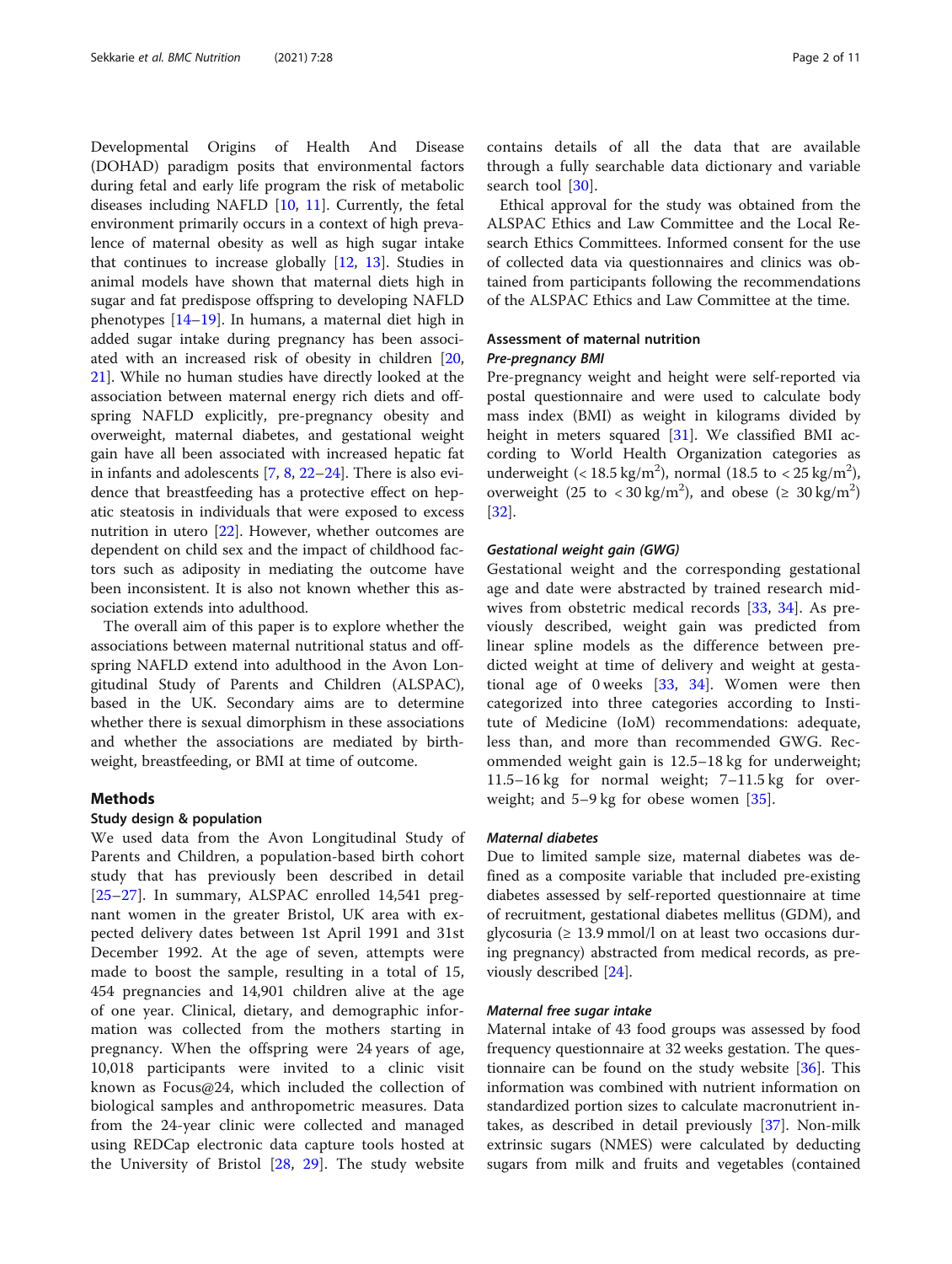Developmental Origins of Health And Disease (DOHAD) paradigm posits that environmental factors during fetal and early life program the risk of metabolic diseases including NAFLD [10, 11]. Currently, the fetal environment primarily occurs in a context of high prevalence of maternal obesity as well as high sugar intake that continues to increase globally [12, 13]. Studies in animal models have shown that maternal diets high in sugar and fat predispose offspring to developing NAFLD phenotypes [14–19]. In humans, a maternal diet high in added sugar intake during pregnancy has been associated with an increased risk of obesity in children [20, 21]. While no human studies have directly looked at the association between maternal energy rich diets and offspring NAFLD explicitly, pre-pregnancy obesity and overweight, maternal diabetes, and gestational weight gain have all been associated with increased hepatic fat in infants and adolescents [7, 8, 22–24]. There is also evidence that breastfeeding has a protective effect on hepatic steatosis in individuals that were exposed to excess nutrition in utero [22]. However, whether outcomes are dependent on child sex and the impact of childhood factors such as adiposity in mediating the outcome have been inconsistent. It is also not known whether this association extends into adulthood.

The overall aim of this paper is to explore whether the associations between maternal nutritional status and offspring NAFLD extend into adulthood in the Avon Longitudinal Study of Parents and Children (ALSPAC), based in the UK. Secondary aims are to determine whether there is sexual dimorphism in these associations and whether the associations are mediated by birthweight, breastfeeding, or BMI at time of outcome.

## Methods

### Study design & population

We used data from the Avon Longitudinal Study of Parents and Children, a population-based birth cohort study that has previously been described in detail [25–27]. In summary, ALSPAC enrolled 14,541 pregnant women in the greater Bristol, UK area with expected delivery dates between 1st April 1991 and 31st December 1992. At the age of seven, attempts were made to boost the sample, resulting in a total of 15,454 pregnancies and 14,901 children alive at the age of one year. Clinical, dietary, and demographic information was collected from the mothers starting in pregnancy. When the offspring were 24 years of age, 10,018 participants were invited to a clinic visit known as Focus@24, which included the collection of biological samples and anthropometric measures. Data from the 24-year clinic were collected and managed using REDCap electronic data capture tools hosted at the University of Bristol [28, 29]. The study website contains details of all the data that are available through a fully searchable data dictionary and variable search tool [30].

Ethical approval for the study was obtained from the ALSPAC Ethics and Law Committee and the Local Research Ethics Committees. Informed consent for the use of collected data via questionnaires and clinics was obtained from participants following the recommendations of the ALSPAC Ethics and Law Committee at the time.

### Assessment of maternal nutrition

#### *Pre-pregnancy BMI*

Pre-pregnancy weight and height were self-reported via postal questionnaire and were used to calculate body mass index (BMI) as weight in kilograms divided by height in meters squared [31]. We classified BMI according to World Health Organization categories as underweight ($< 18.5\ kg/m^2$), normal ($18.5$ to $< 25\ kg/m^2$), overweight ($25$ to $< 30\ kg/m^2$), and obese ($\geq 30\ kg/m^2$) [32].

#### *Gestational weight gain (GWG)*

Gestational weight and the corresponding gestational age and date were abstracted by trained research midwives from obstetric medical records [33, 34]. As previously described, weight gain was predicted from linear spline models as the difference between predicted weight at time of delivery and weight at gestational age of 0 weeks [33, 34]. Women were then categorized into three categories according to Institute of Medicine (IoM) recommendations: adequate, less than, and more than recommended GWG. Recommended weight gain is 12.5–18 kg for underweight; 11.5–16 kg for normal weight; 7–11.5 kg for overweight; and 5–9 kg for obese women [35].

#### *Maternal diabetes*

Due to limited sample size, maternal diabetes was defined as a composite variable that included pre-existing diabetes assessed by self-reported questionnaire at time of recruitment, gestational diabetes mellitus (GDM), and glycosuria ($\geq 13.9$ mmol/l on at least two occasions during pregnancy) abstracted from medical records, as previously described [24].

#### *Maternal free sugar intake*

Maternal intake of 43 food groups was assessed by food frequency questionnaire at 32 weeks gestation. The questionnaire can be found on the study website [36]. This information was combined with nutrient information on standardized portion sizes to calculate macronutrient intakes, as described in detail previously [37]. Non-milk extrinsic sugars (NMES) were calculated by deducting sugars from milk and fruits and vegetables (contained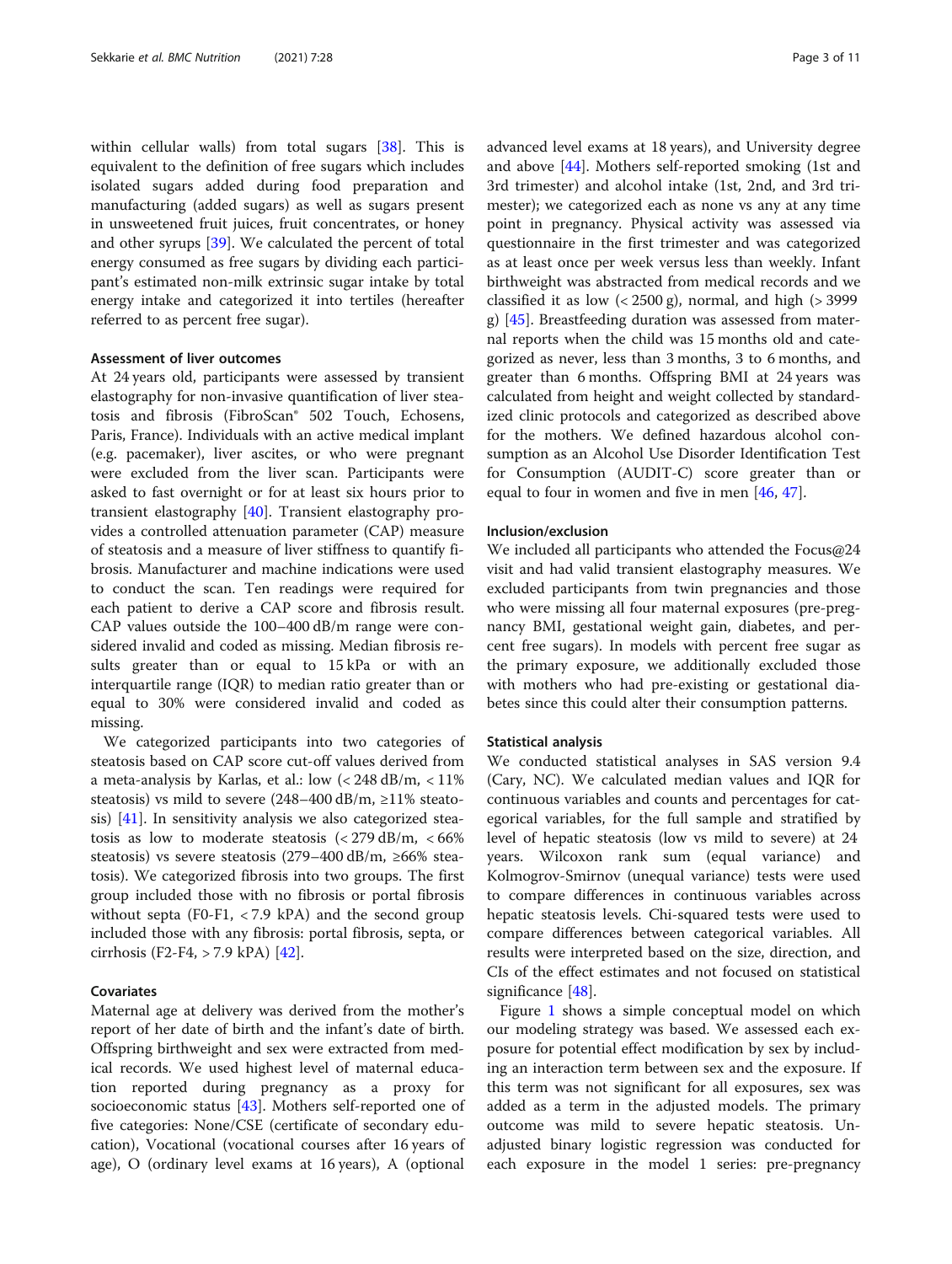within cellular walls) from total sugars [38]. This is equivalent to the definition of free sugars which includes isolated sugars added during food preparation and manufacturing (added sugars) as well as sugars present in unsweetened fruit juices, fruit concentrates, or honey and other syrups [39]. We calculated the percent of total energy consumed as free sugars by dividing each participant's estimated non-milk extrinsic sugar intake by total energy intake and categorized it into tertiles (hereafter referred to as percent free sugar).

### Assessment of liver outcomes

At 24 years old, participants were assessed by transient elastography for non-invasive quantification of liver steatosis and fibrosis (FibroScan® 502 Touch, Echosens, Paris, France). Individuals with an active medical implant (e.g. pacemaker), liver ascites, or who were pregnant were excluded from the liver scan. Participants were asked to fast overnight or for at least six hours prior to transient elastography [40]. Transient elastography provides a controlled attenuation parameter (CAP) measure of steatosis and a measure of liver stiffness to quantify fibrosis. Manufacturer and machine indications were used to conduct the scan. Ten readings were required for each patient to derive a CAP score and fibrosis result. CAP values outside the 100–400 dB/m range were considered invalid and coded as missing. Median fibrosis results greater than or equal to 15 kPa or with an interquartile range (IQR) to median ratio greater than or equal to 30% were considered invalid and coded as missing.

We categorized participants into two categories of steatosis based on CAP score cut-off values derived from a meta-analysis by Karlas, et al.: low (< 248 dB/m, < 11% steatosis) vs mild to severe (248–400 dB/m, ≥11% steatosis) [41]. In sensitivity analysis we also categorized steatosis as low to moderate steatosis (< 279 dB/m, < 66% steatosis) vs severe steatosis (279–400 dB/m, ≥66% steatosis). We categorized fibrosis into two groups. The first group included those with no fibrosis or portal fibrosis without septa (F0-F1, < 7.9 kPA) and the second group included those with any fibrosis: portal fibrosis, septa, or cirrhosis (F2-F4, > 7.9 kPA) [42].

### Covariates

Maternal age at delivery was derived from the mother's report of her date of birth and the infant's date of birth. Offspring birthweight and sex were extracted from medical records. We used highest level of maternal education reported during pregnancy as a proxy for socioeconomic status [43]. Mothers self-reported one of five categories: None/CSE (certificate of secondary education), Vocational (vocational courses after 16 years of age), O (ordinary level exams at 16 years), A (optional advanced level exams at 18 years), and University degree and above [44]. Mothers self-reported smoking (1st and 3rd trimester) and alcohol intake (1st, 2nd, and 3rd trimester); we categorized each as none vs any at any time point in pregnancy. Physical activity was assessed via questionnaire in the first trimester and was categorized as at least once per week versus less than weekly. Infant birthweight was abstracted from medical records and we classified it as low (< 2500 g), normal, and high (> 3999 g) [45]. Breastfeeding duration was assessed from maternal reports when the child was 15 months old and categorized as never, less than 3 months, 3 to 6 months, and greater than 6 months. Offspring BMI at 24 years was calculated from height and weight collected by standardized clinic protocols and categorized as described above for the mothers. We defined hazardous alcohol consumption as an Alcohol Use Disorder Identification Test for Consumption (AUDIT-C) score greater than or equal to four in women and five in men [46, 47].

### Inclusion/exclusion

We included all participants who attended the Focus@24 visit and had valid transient elastography measures. We excluded participants from twin pregnancies and those who were missing all four maternal exposures (pre-pregnancy BMI, gestational weight gain, diabetes, and percent free sugars). In models with percent free sugar as the primary exposure, we additionally excluded those with mothers who had pre-existing or gestational diabetes since this could alter their consumption patterns.

### Statistical analysis

We conducted statistical analyses in SAS version 9.4 (Cary, NC). We calculated median values and IQR for continuous variables and counts and percentages for categorical variables, for the full sample and stratified by level of hepatic steatosis (low vs mild to severe) at 24 years. Wilcoxon rank sum (equal variance) and Kolmogrov-Smirnov (unequal variance) tests were used to compare differences in continuous variables across hepatic steatosis levels. Chi-squared tests were used to compare differences between categorical variables. All results were interpreted based on the size, direction, and CIs of the effect estimates and not focused on statistical significance [48].

Figure 1 shows a simple conceptual model on which our modeling strategy was based. We assessed each exposure for potential effect modification by sex by including an interaction term between sex and the exposure. If this term was not significant for all exposures, sex was added as a term in the adjusted models. The primary outcome was mild to severe hepatic steatosis. Unadjusted binary logistic regression was conducted for each exposure in the model 1 series: pre-pregnancy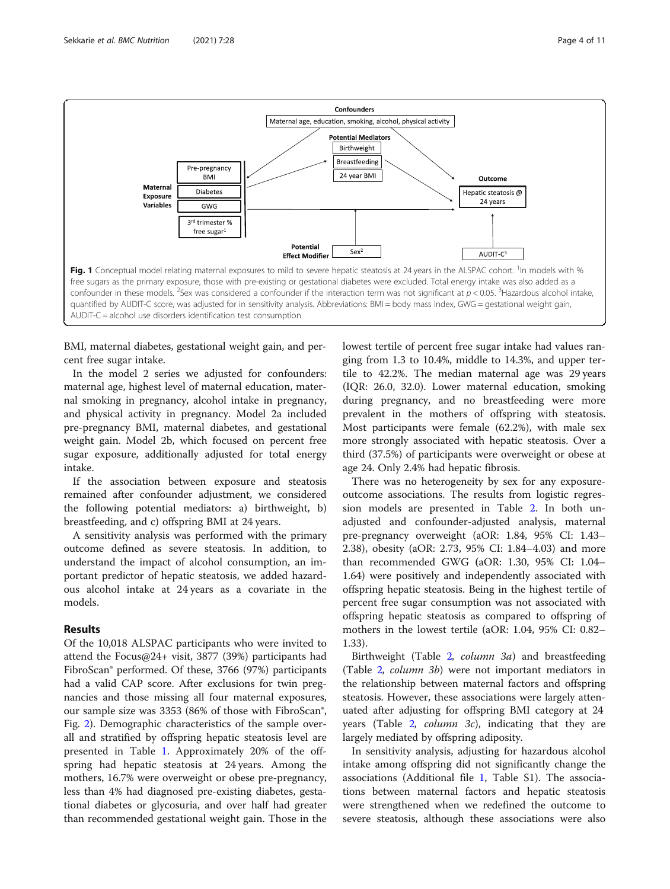**Fig. 1** Conceptual model relating maternal exposures to mild to severe hepatic steatosis at 24 years in the ALSPAC cohort. [1]In models with % free sugars as the primary exposure, those with pre-existing or gestational diabetes were excluded. Total energy intake was also added as a confounder in these models. [2]Sex was considered a confounder if the interaction term was not significant at $p < 0.05$. [3]Hazardous alcohol intake, quantified by AUDIT-C score, was adjusted for in sensitivity analysis. Abbreviations: BMI = body mass index, GWG = gestational weight gain, AUDIT-C = alcohol use disorders identification test consumption

BMI, maternal diabetes, gestational weight gain, and percent free sugar intake.

In the model 2 series we adjusted for confounders: maternal age, highest level of maternal education, maternal smoking in pregnancy, alcohol intake in pregnancy, and physical activity in pregnancy. Model 2a included pre-pregnancy BMI, maternal diabetes, and gestational weight gain. Model 2b, which focused on percent free sugar exposure, additionally adjusted for total energy intake.

If the association between exposure and steatosis remained after confounder adjustment, we considered the following potential mediators: a) birthweight, b) breastfeeding, and c) offspring BMI at 24 years.

A sensitivity analysis was performed with the primary outcome defined as severe steatosis. In addition, to understand the impact of alcohol consumption, an important predictor of hepatic steatosis, we added hazardous alcohol intake at 24 years as a covariate in the models.

## Results

Of the 10,018 ALSPAC participants who were invited to attend the Focus@24+ visit, 3877 (39%) participants had FibroScan® performed. Of these, 3766 (97%) participants had a valid CAP score. After exclusions for twin pregnancies and those missing all four maternal exposures, our sample size was 3353 (86% of those with FibroScan®, Fig. 2). Demographic characteristics of the sample overall and stratified by offspring hepatic steatosis level are presented in Table 1. Approximately 20% of the offspring had hepatic steatosis at 24 years. Among the mothers, 16.7% were overweight or obese pre-pregnancy, less than 4% had diagnosed pre-existing diabetes, gestational diabetes or glycosuria, and over half had greater than recommended gestational weight gain. Those in the lowest tertile of percent free sugar intake had values ranging from 1.3 to 10.4%, middle to 14.3%, and upper tertile to 42.2%. The median maternal age was 29 years (IQR: 26.0, 32.0). Lower maternal education, smoking during pregnancy, and no breastfeeding were more prevalent in the mothers of offspring with steatosis. Most participants were female (62.2%), with male sex more strongly associated with hepatic steatosis. Over a third (37.5%) of participants were overweight or obese at age 24. Only 2.4% had hepatic fibrosis.

There was no heterogeneity by sex for any exposure-outcome associations. The results from logistic regression models are presented in Table 2. In both unadjusted and confounder-adjusted analysis, maternal pre-pregnancy overweight (aOR: 1.84, 95% CI: 1.43–2.38), obesity (aOR: 2.73, 95% CI: 1.84–4.03) and more than recommended GWG (aOR: 1.30, 95% CI: 1.04–1.64) were positively and independently associated with offspring hepatic steatosis. Being in the highest tertile of percent free sugar consumption was not associated with offspring hepatic steatosis as compared to offspring of mothers in the lowest tertile (aOR: 1.04, 95% CI: 0.82–1.33).

Birthweight (Table 2, *column 3a*) and breastfeeding (Table 2, *column 3b*) were not important mediators in the relationship between maternal factors and offspring steatosis. However, these associations were largely attenuated after adjusting for offspring BMI category at 24 years (Table 2, *column 3c*), indicating that they are largely mediated by offspring adiposity.

In sensitivity analysis, adjusting for hazardous alcohol intake among offspring did not significantly change the associations (Additional file 1, Table S1). The associations between maternal factors and hepatic steatosis were strengthened when we redefined the outcome to severe steatosis, although these associations were also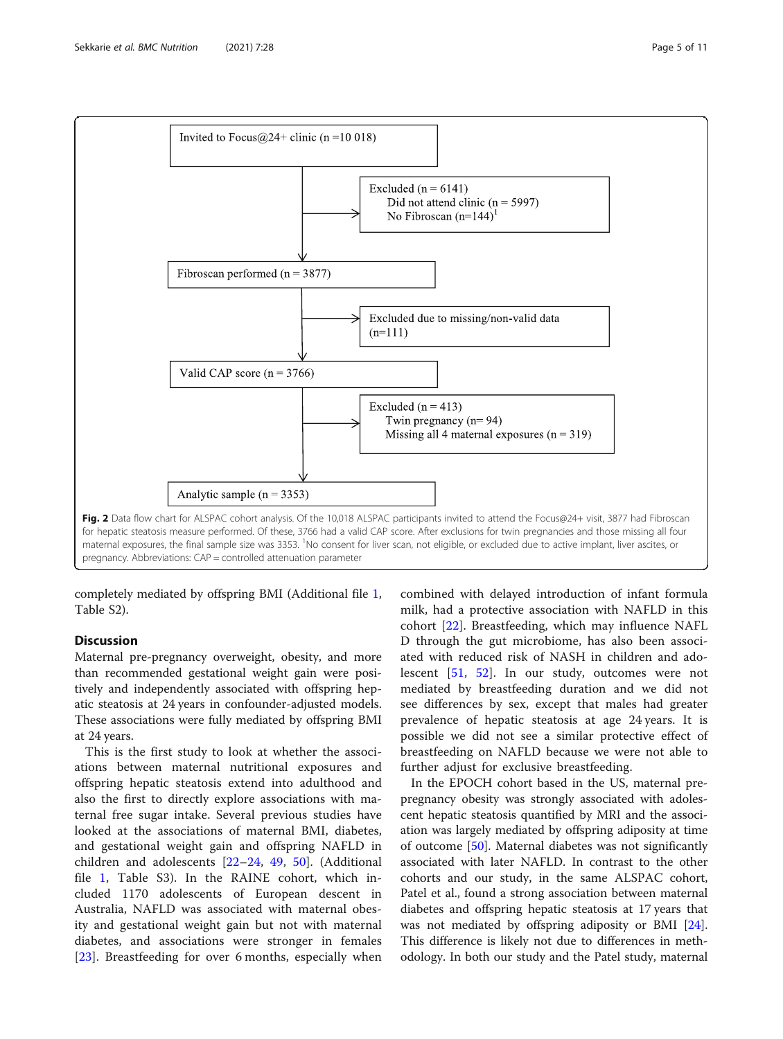Invited to Focus@24+ clinic (n = 10 018)

Excluded (n = 6141)
Did not attend clinic (n = 5997)
No Fibroscan (n=144)[1]

Fibroscan performed (n = 3877)

Excluded due to missing/non-valid data (n=111)

Valid CAP score (n = 3766)

Excluded (n = 413)
Twin pregnancy (n= 94)
Missing all 4 maternal exposures (n = 319)

Analytic sample (n = 3353)

**Fig. 2** Data flow chart for ALSPAC cohort analysis. Of the 10,018 ALSPAC participants invited to attend the Focus@24+ visit, 3877 had Fibroscan for hepatic steatosis measure performed. Of these, 3766 had a valid CAP score. After exclusions for twin pregnancies and those missing all four maternal exposures, the final sample size was 3353. [1]No consent for liver scan, not eligible, or excluded due to active implant, liver ascites, or pregnancy. Abbreviations: CAP = controlled attenuation parameter

completely mediated by offspring BMI (Additional file 1, Table S2).

## Discussion

Maternal pre-pregnancy overweight, obesity, and more than recommended gestational weight gain were positively and independently associated with offspring hepatic steatosis at 24 years in confounder-adjusted models. These associations were fully mediated by offspring BMI at 24 years.

This is the first study to look at whether the associations between maternal nutritional exposures and offspring hepatic steatosis extend into adulthood and also the first to directly explore associations with maternal free sugar intake. Several previous studies have looked at the associations of maternal BMI, diabetes, and gestational weight gain and offspring NAFLD in children and adolescents [22–24, 49, 50]. (Additional file 1, Table S3). In the RAINE cohort, which included 1170 adolescents of European descent in Australia, NAFLD was associated with maternal obesity and gestational weight gain but not with maternal diabetes, and associations were stronger in females [23]. Breastfeeding for over 6 months, especially when combined with delayed introduction of infant formula milk, had a protective association with NAFLD in this cohort [22]. Breastfeeding, which may influence NAFLD through the gut microbiome, has also been associated with reduced risk of NASH in children and adolescent [51, 52]. In our study, outcomes were not mediated by breastfeeding duration and we did not see differences by sex, except that males had greater prevalence of hepatic steatosis at age 24 years. It is possible we did not see a similar protective effect of breastfeeding on NAFLD because we were not able to further adjust for exclusive breastfeeding.

In the EPOCH cohort based in the US, maternal pre-pregnancy obesity was strongly associated with adolescent hepatic steatosis quantified by MRI and the association was largely mediated by offspring adiposity at time of outcome [50]. Maternal diabetes was not significantly associated with later NAFLD. In contrast to the other cohorts and our study, in the same ALSPAC cohort, Patel et al., found a strong association between maternal diabetes and offspring hepatic steatosis at 17 years that was not mediated by offspring adiposity or BMI [24]. This difference is likely not due to differences in methodology. In both our study and the Patel study, maternal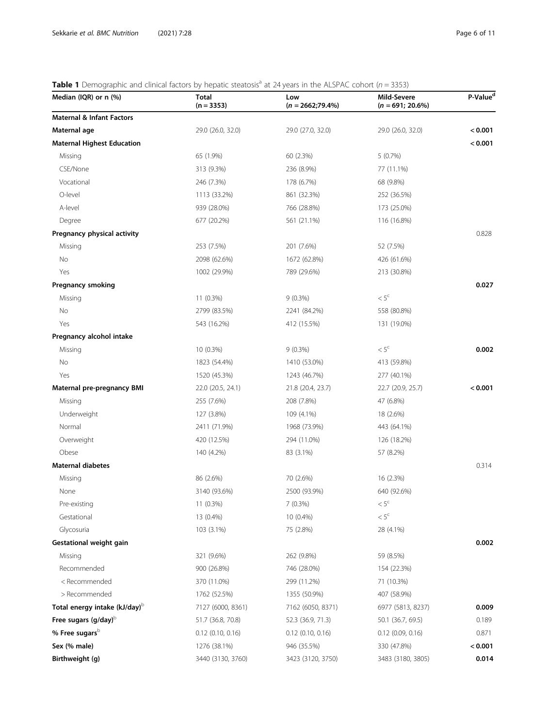**Table 1** Demographic and clinical factors by hepatic steatosis[a] at 24 years in the ALSPAC cohort ($n = 3353$)

| Median (IQR) or n (%) | Total (n = 3353) | Low (n = 2662;79.4%) | Mild-Severe (n = 691; 20.6%) | P-Value[d] |
|---|---|---|---|---|
| **Maternal & Infant Factors** | | | | |
| **Maternal age** | 29.0 (26.0, 32.0) | 29.0 (27.0, 32.0) | 29.0 (26.0, 32.0) | **< 0.001** |
| **Maternal Highest Education** | | | | **< 0.001** |
| Missing | 65 (1.9%) | 60 (2.3%) | 5 (0.7%) | |
| CSE/None | 313 (9.3%) | 236 (8.9%) | 77 (11.1%) | |
| Vocational | 246 (7.3%) | 178 (6.7%) | 68 (9.8%) | |
| O-level | 1113 (33.2%) | 861 (32.3%) | 252 (36.5%) | |
| A-level | 939 (28.0%) | 766 (28.8%) | 173 (25.0%) | |
| Degree | 677 (20.2%) | 561 (21.1%) | 116 (16.8%) | |
| **Pregnancy physical activity** | | | | 0.828 |
| Missing | 253 (7.5%) | 201 (7.6%) | 52 (7.5%) | |
| No | 2098 (62.6%) | 1672 (62.8%) | 426 (61.6%) | |
| Yes | 1002 (29.9%) | 789 (29.6%) | 213 (30.8%) | |
| **Pregnancy smoking** | | | | **0.027** |
| Missing | 11 (0.3%) | 9 (0.3%) | < 5[c] | |
| No | 2799 (83.5%) | 2241 (84.2%) | 558 (80.8%) | |
| Yes | 543 (16.2%) | 412 (15.5%) | 131 (19.0%) | |
| **Pregnancy alcohol intake** | | | | |
| Missing | 10 (0.3%) | 9 (0.3%) | < 5[c] | **0.002** |
| No | 1823 (54.4%) | 1410 (53.0%) | 413 (59.8%) | |
| Yes | 1520 (45.3%) | 1243 (46.7%) | 277 (40.1%) | |
| **Maternal pre-pregnancy BMI** | 22.0 (20.5, 24.1) | 21.8 (20.4, 23.7) | 22.7 (20.9, 25.7) | **< 0.001** |
| Missing | 255 (7.6%) | 208 (7.8%) | 47 (6.8%) | |
| Underweight | 127 (3.8%) | 109 (4.1%) | 18 (2.6%) | |
| Normal | 2411 (71.9%) | 1968 (73.9%) | 443 (64.1%) | |
| Overweight | 420 (12.5%) | 294 (11.0%) | 126 (18.2%) | |
| Obese | 140 (4.2%) | 83 (3.1%) | 57 (8.2%) | |
| **Maternal diabetes** | | | | 0.314 |
| Missing | 86 (2.6%) | 70 (2.6%) | 16 (2.3%) | |
| None | 3140 (93.6%) | 2500 (93.9%) | 640 (92.6%) | |
| Pre-existing | 11 (0.3%) | 7 (0.3%) | < 5[c] | |
| Gestational | 13 (0.4%) | 10 (0.4%) | < 5[c] | |
| Glycosuria | 103 (3.1%) | 75 (2.8%) | 28 (4.1%) | |
| **Gestational weight gain** | | | | **0.002** |
| Missing | 321 (9.6%) | 262 (9.8%) | 59 (8.5%) | |
| Recommended | 900 (26.8%) | 746 (28.0%) | 154 (22.3%) | |
| < Recommended | 370 (11.0%) | 299 (11.2%) | 71 (10.3%) | |
| > Recommended | 1762 (52.5%) | 1355 (50.9%) | 407 (58.9%) | |
| **Total energy intake (kJ/day)**[b] | 7127 (6000, 8361) | 7162 (6050, 8371) | 6977 (5813, 8237) | **0.009** |
| **Free sugars (g/day)**[b] | 51.7 (36.8, 70.8) | 52.3 (36.9, 71.3) | 50.1 (36.7, 69.5) | 0.189 |
| **% Free sugars**[b] | 0.12 (0.10, 0.16) | 0.12 (0.10, 0.16) | 0.12 (0.09, 0.16) | 0.871 |
| **Sex (% male)** | 1276 (38.1%) | 946 (35.5%) | 330 (47.8%) | **< 0.001** |
| **Birthweight (g)** | 3440 (3130, 3760) | 3423 (3120, 3750) | 3483 (3180, 3805) | **0.014** |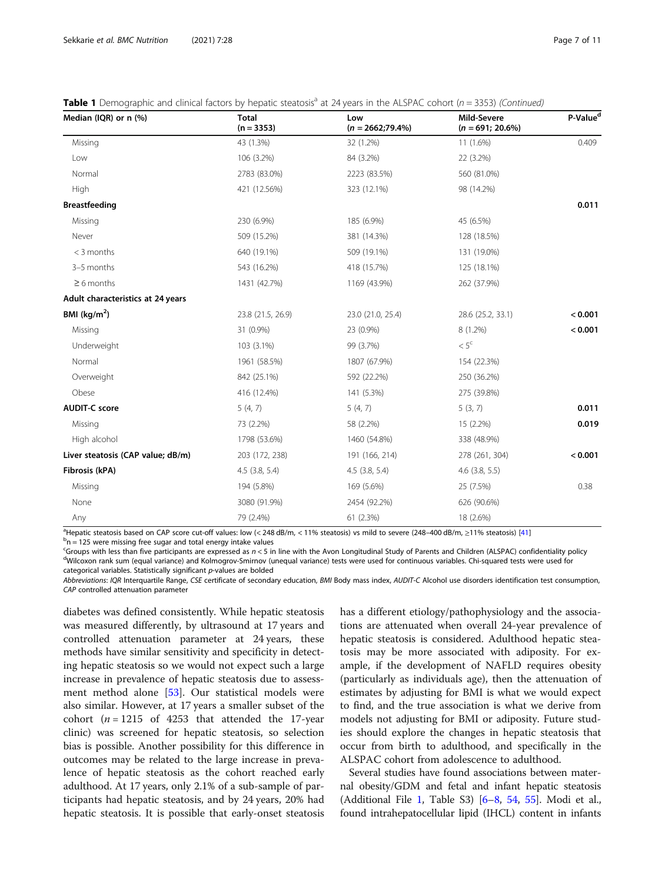**Table 1** Demographic and clinical factors by hepatic steatosis[a] at 24 years in the ALSPAC cohort (*n* = 3353) *(Continued)*

| Median (IQR) or n (%) | Total (n = 3353) | Low (*n* = 2662;79.4%) | Mild-Severe (*n* = 691; 20.6%) | P-Value[d] |
|---|---|---|---|---|
| Missing | 43 (1.3%) | 32 (1.2%) | 11 (1.6%) | 0.409 |
| Low | 106 (3.2%) | 84 (3.2%) | 22 (3.2%) | |
| Normal | 2783 (83.0%) | 2223 (83.5%) | 560 (81.0%) | |
| High | 421 (12.56%) | 323 (12.1%) | 98 (14.2%) | |
| **Breastfeeding** | | | | **0.011** |
| Missing | 230 (6.9%) | 185 (6.9%) | 45 (6.5%) | |
| Never | 509 (15.2%) | 381 (14.3%) | 128 (18.5%) | |
| < 3 months | 640 (19.1%) | 509 (19.1%) | 131 (19.0%) | |
| 3–5 months | 543 (16.2%) | 418 (15.7%) | 125 (18.1%) | |
| ≥ 6 months | 1431 (42.7%) | 1169 (43.9%) | 262 (37.9%) | |
| **Adult characteristics at 24 years** | | | | |
| **BMI (kg/m²)** | 23.8 (21.5, 26.9) | 23.0 (21.0, 25.4) | 28.6 (25.2, 33.1) | **< 0.001** |
| Missing | 31 (0.9%) | 23 (0.9%) | 8 (1.2%) | **< 0.001** |
| Underweight | 103 (3.1%) | 99 (3.7%) | < 5[c] | |
| Normal | 1961 (58.5%) | 1807 (67.9%) | 154 (22.3%) | |
| Overweight | 842 (25.1%) | 592 (22.2%) | 250 (36.2%) | |
| Obese | 416 (12.4%) | 141 (5.3%) | 275 (39.8%) | |
| **AUDIT-C score** | 5 (4, 7) | 5 (4, 7) | 5 (3, 7) | **0.011** |
| Missing | 73 (2.2%) | 58 (2.2%) | 15 (2.2%) | **0.019** |
| High alcohol | 1798 (53.6%) | 1460 (54.8%) | 338 (48.9%) | |
| **Liver steatosis (CAP value; dB/m)** | 203 (172, 238) | 191 (166, 214) | 278 (261, 304) | **< 0.001** |
| **Fibrosis (kPA)** | 4.5 (3.8, 5.4) | 4.5 (3.8, 5.4) | 4.6 (3.8, 5.5) | |
| Missing | 194 (5.8%) | 169 (5.6%) | 25 (7.5%) | 0.38 |
| None | 3080 (91.9%) | 2454 (92.2%) | 626 (90.6%) | |
| Any | 79 (2.4%) | 61 (2.3%) | 18 (2.6%) | |

[a]Hepatic steatosis based on CAP score cut-off values: low (< 248 dB/m, < 11% steatosis) vs mild to severe (248–400 dB/m, ≥11% steatosis) [41]
[b]n = 125 were missing free sugar and total energy intake values
[c]Groups with less than five participants are expressed as *n* < 5 in line with the Avon Longitudinal Study of Parents and Children (ALSPAC) confidentiality policy
[d]Wilcoxon rank sum (equal variance) and Kolmogrov-Smirnov (unequal variance) tests were used for continuous variables. Chi-squared tests were used for categorical variables. Statistically significant *p*-values are bolded

*Abbreviations*: *IQR* Interquartile Range, *CSE* certificate of secondary education, *BMI* Body mass index, *AUDIT-C* Alcohol use disorders identification test consumption, *CAP* controlled attenuation parameter

diabetes was defined consistently. While hepatic steatosis was measured differently, by ultrasound at 17 years and controlled attenuation parameter at 24 years, these methods have similar sensitivity and specificity in detecting hepatic steatosis so we would not expect such a large increase in prevalence of hepatic steatosis due to assessment method alone [53]. Our statistical models were also similar. However, at 17 years a smaller subset of the cohort (*n* = 1215 of 4253 that attended the 17-year clinic) was screened for hepatic steatosis, so selection bias is possible. Another possibility for this difference in outcomes may be related to the large increase in prevalence of hepatic steatosis as the cohort reached early adulthood. At 17 years, only 2.1% of a sub-sample of participants had hepatic steatosis, and by 24 years, 20% had hepatic steatosis. It is possible that early-onset steatosis has a different etiology/pathophysiology and the associations are attenuated when overall 24-year prevalence of hepatic steatosis is considered. Adulthood hepatic steatosis may be more associated with adiposity. For example, if the development of NAFLD requires obesity (particularly as individuals age), then the attenuation of estimates by adjusting for BMI is what we would expect to find, and the true association is what we derive from models not adjusting for BMI or adiposity. Future studies should explore the changes in hepatic steatosis that occur from birth to adulthood, and specifically in the ALSPAC cohort from adolescence to adulthood.

Several studies have found associations between maternal obesity/GDM and fetal and infant hepatic steatosis (Additional File 1, Table S3) [6–8, 54, 55]. Modi et al., found intrahepatocellular lipid (IHCL) content in infants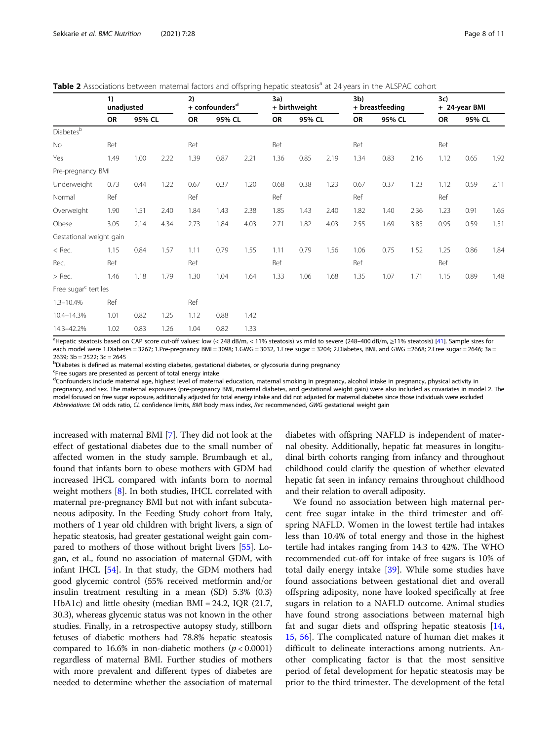**Table 2** Associations between maternal factors and offspring hepatic steatosis[a] at 24 years in the ALSPAC cohort

| | 1) unadjusted | | | 2) + confounders[d] | | | 3a) + birthweight | | | 3b) + breastfeeding | | | 3c) + 24-year BMI | | |
|---|---|---|---|---|---|---|---|---|---|---|---|---|---|---|---|
| | OR | 95% CL | | OR | 95% CL | | OR | 95% CL | | OR | 95% CL | | OR | 95% CL | |
| Diabetes[b] | | | | | | | | | | | | | | | |
| No | Ref | | | Ref | | | Ref | | | Ref | | | Ref | | |
| Yes | 1.49 | 1.00 | 2.22 | 1.39 | 0.87 | 2.21 | 1.36 | 0.85 | 2.19 | 1.34 | 0.83 | 2.16 | 1.12 | 0.65 | 1.92 |
| Pre-pregnancy BMI | | | | | | | | | | | | | | | |
| Underweight | 0.73 | 0.44 | 1.22 | 0.67 | 0.37 | 1.20 | 0.68 | 0.38 | 1.23 | 0.67 | 0.37 | 1.23 | 1.12 | 0.59 | 2.11 |
| Normal | Ref | | | Ref | | | Ref | | | Ref | | | Ref | | |
| Overweight | 1.90 | 1.51 | 2.40 | 1.84 | 1.43 | 2.38 | 1.85 | 1.43 | 2.40 | 1.82 | 1.40 | 2.36 | 1.23 | 0.91 | 1.65 |
| Obese | 3.05 | 2.14 | 4.34 | 2.73 | 1.84 | 4.03 | 2.71 | 1.82 | 4.03 | 2.55 | 1.69 | 3.85 | 0.95 | 0.59 | 1.51 |
| Gestational weight gain | | | | | | | | | | | | | | | |
| < Rec. | 1.15 | 0.84 | 1.57 | 1.11 | 0.79 | 1.55 | 1.11 | 0.79 | 1.56 | 1.06 | 0.75 | 1.52 | 1.25 | 0.86 | 1.84 |
| Rec. | Ref | | | Ref | | | Ref | | | Ref | | | Ref | | |
| > Rec. | 1.46 | 1.18 | 1.79 | 1.30 | 1.04 | 1.64 | 1.33 | 1.06 | 1.68 | 1.35 | 1.07 | 1.71 | 1.15 | 0.89 | 1.48 |
| Free sugar[c] tertiles | | | | | | | | | | | | | | | |
| 1.3–10.4% | Ref | | | Ref | | | | | | | | | | | |
| 10.4–14.3% | 1.01 | 0.82 | 1.25 | 1.12 | 0.88 | 1.42 | | | | | | | | | |
| 14.3–42.2% | 1.02 | 0.83 | 1.26 | 1.04 | 0.82 | 1.33 | | | | | | | | | |

[a]Hepatic steatosis based on CAP score cut-off values: low (< 248 dB/m, < 11% steatosis) vs mild to severe (248–400 dB/m, ≥11% steatosis) [41]. Sample sizes for each model were 1.Diabetes = 3267; 1.Pre-pregnancy BMI = 3098; 1.GWG = 3032, 1.Free sugar = 3204; 2.Diabetes, BMI, and GWG =2668; 2.Free sugar = 2646; 3a = 2639; 3b = 2522; 3c = 2645

[b]Diabetes is defined as maternal existing diabetes, gestational diabetes, or glycosuria during pregnancy

[c]Free sugars are presented as percent of total energy intake

[d]Confounders include maternal age, highest level of maternal education, maternal smoking in pregnancy, alcohol intake in pregnancy, physical activity in pregnancy, and sex. The maternal exposures (pre-pregnancy BMI, maternal diabetes, and gestational weight gain) were also included as covariates in model 2. The model focused on free sugar exposure, additionally adjusted for total energy intake and did not adjusted for maternal diabetes since those individuals were excluded

*Abbreviations*: *OR* odds ratio, *CL* confidence limits, *BMI* body mass index, *Rec* recommended, *GWG* gestational weight gain

increased with maternal BMI [7]. They did not look at the effect of gestational diabetes due to the small number of affected women in the study sample. Brumbaugh et al., found that infants born to obese mothers with GDM had increased IHCL compared with infants born to normal weight mothers [8]. In both studies, IHCL correlated with maternal pre-pregnancy BMI but not with infant subcutaneous adiposity. In the Feeding Study cohort from Italy, mothers of 1 year old children with bright livers, a sign of hepatic steatosis, had greater gestational weight gain compared to mothers of those without bright livers [55]. Logan, et al., found no association of maternal GDM, with infant IHCL [54]. In that study, the GDM mothers had good glycemic control (55% received metformin and/or insulin treatment resulting in a mean (SD) 5.3% (0.3) HbA1c) and little obesity (median BMI = 24.2, IQR (21.7, 30.3), whereas glycemic status was not known in the other studies. Finally, in a retrospective autopsy study, stillborn fetuses of diabetic mothers had 78.8% hepatic steatosis compared to 16.6% in non-diabetic mothers ($p < 0.0001$) regardless of maternal BMI. Further studies of mothers with more prevalent and different types of diabetes are needed to determine whether the association of maternal diabetes with offspring NAFLD is independent of maternal obesity. Additionally, hepatic fat measures in longitudinal birth cohorts ranging from infancy and throughout childhood could clarify the question of whether elevated hepatic fat seen in infancy remains throughout childhood and their relation to overall adiposity.

We found no association between high maternal percent free sugar intake in the third trimester and offspring NAFLD. Women in the lowest tertile had intakes less than 10.4% of total energy and those in the highest tertile had intakes ranging from 14.3 to 42%. The WHO recommended cut-off for intake of free sugars is 10% of total daily energy intake [39]. While some studies have found associations between gestational diet and overall offspring adiposity, none have looked specifically at free sugars in relation to a NAFLD outcome. Animal studies have found strong associations between maternal high fat and sugar diets and offspring hepatic steatosis [14, 15, 56]. The complicated nature of human diet makes it difficult to delineate interactions among nutrients. Another complicating factor is that the most sensitive period of fetal development for hepatic steatosis may be prior to the third trimester. The development of the fetal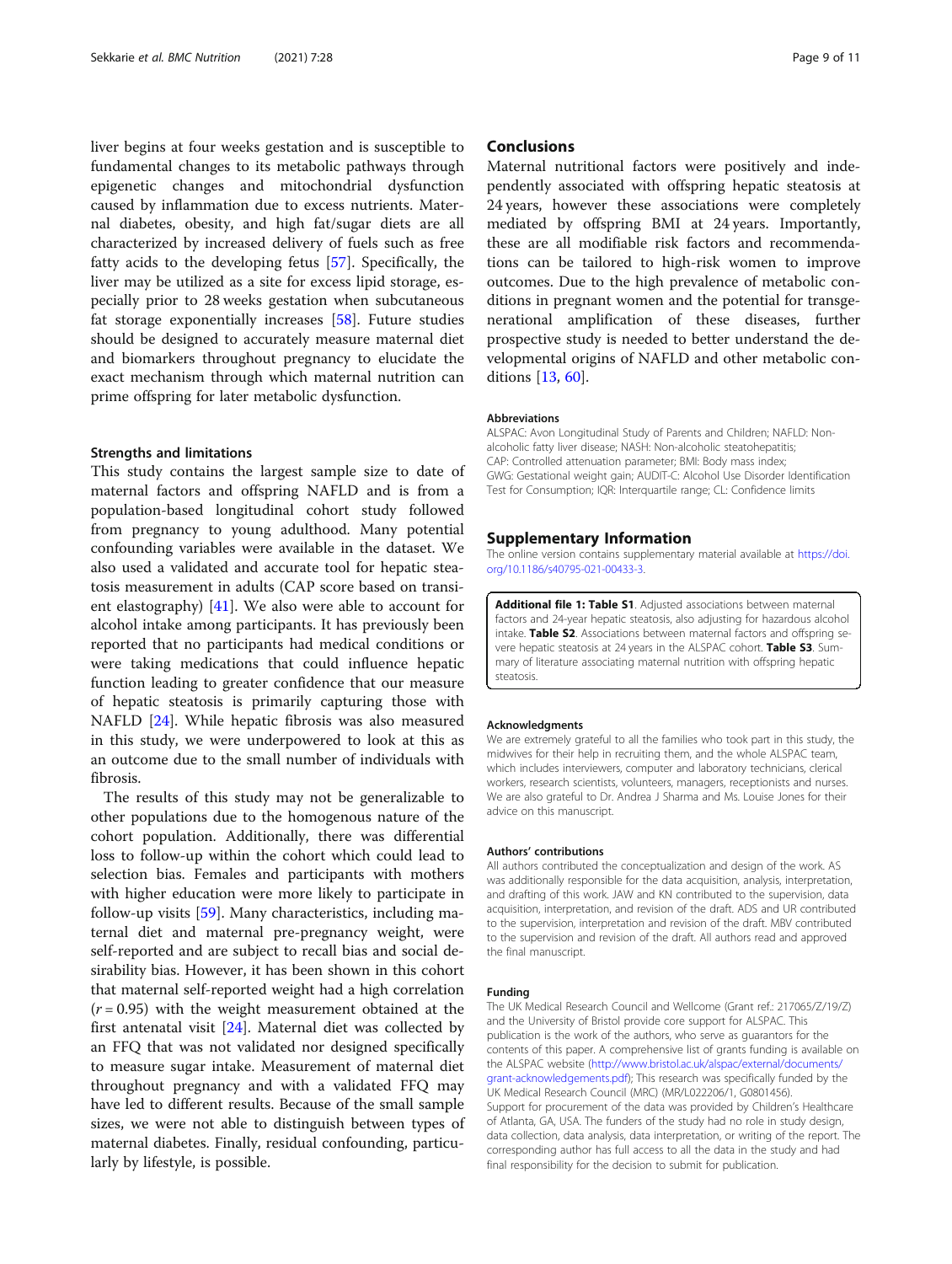liver begins at four weeks gestation and is susceptible to fundamental changes to its metabolic pathways through epigenetic changes and mitochondrial dysfunction caused by inflammation due to excess nutrients. Maternal diabetes, obesity, and high fat/sugar diets are all characterized by increased delivery of fuels such as free fatty acids to the developing fetus [57]. Specifically, the liver may be utilized as a site for excess lipid storage, especially prior to 28 weeks gestation when subcutaneous fat storage exponentially increases [58]. Future studies should be designed to accurately measure maternal diet and biomarkers throughout pregnancy to elucidate the exact mechanism through which maternal nutrition can prime offspring for later metabolic dysfunction.

### Strengths and limitations

This study contains the largest sample size to date of maternal factors and offspring NAFLD and is from a population-based longitudinal cohort study followed from pregnancy to young adulthood. Many potential confounding variables were available in the dataset. We also used a validated and accurate tool for hepatic steatosis measurement in adults (CAP score based on transient elastography) [41]. We also were able to account for alcohol intake among participants. It has previously been reported that no participants had medical conditions or were taking medications that could influence hepatic function leading to greater confidence that our measure of hepatic steatosis is primarily capturing those with NAFLD [24]. While hepatic fibrosis was also measured in this study, we were underpowered to look at this as an outcome due to the small number of individuals with fibrosis.

The results of this study may not be generalizable to other populations due to the homogenous nature of the cohort population. Additionally, there was differential loss to follow-up within the cohort which could lead to selection bias. Females and participants with mothers with higher education were more likely to participate in follow-up visits [59]. Many characteristics, including maternal diet and maternal pre-pregnancy weight, were self-reported and are subject to recall bias and social desirability bias. However, it has been shown in this cohort that maternal self-reported weight had a high correlation ($r = 0.95$) with the weight measurement obtained at the first antenatal visit [24]. Maternal diet was collected by an FFQ that was not validated nor designed specifically to measure sugar intake. Measurement of maternal diet throughout pregnancy and with a validated FFQ may have led to different results. Because of the small sample sizes, we were not able to distinguish between types of maternal diabetes. Finally, residual confounding, particularly by lifestyle, is possible.

## Conclusions

Maternal nutritional factors were positively and independently associated with offspring hepatic steatosis at 24 years, however these associations were completely mediated by offspring BMI at 24 years. Importantly, these are all modifiable risk factors and recommendations can be tailored to high-risk women to improve outcomes. Due to the high prevalence of metabolic conditions in pregnant women and the potential for transgenerational amplification of these diseases, further prospective study is needed to better understand the developmental origins of NAFLD and other metabolic conditions [13, 60].

#### Abbreviations

ALSPAC: Avon Longitudinal Study of Parents and Children; NAFLD: Non-alcoholic fatty liver disease; NASH: Non-alcoholic steatohepatitis; CAP: Controlled attenuation parameter; BMI: Body mass index; GWG: Gestational weight gain; AUDIT-C: Alcohol Use Disorder Identification Test for Consumption; IQR: Interquartile range; CL: Confidence limits

## Supplementary Information

The online version contains supplementary material available at https://doi.org/10.1186/s40795-021-00433-3.

**Additional file 1: Table S1**. Adjusted associations between maternal factors and 24-year hepatic steatosis, also adjusting for hazardous alcohol intake. **Table S2**. Associations between maternal factors and offspring severe hepatic steatosis at 24 years in the ALSPAC cohort. **Table S3**. Summary of literature associating maternal nutrition with offspring hepatic steatosis.

#### Acknowledgments

We are extremely grateful to all the families who took part in this study, the midwives for their help in recruiting them, and the whole ALSPAC team, which includes interviewers, computer and laboratory technicians, clerical workers, research scientists, volunteers, managers, receptionists and nurses. We are also grateful to Dr. Andrea J Sharma and Ms. Louise Jones for their advice on this manuscript.

#### Authors' contributions

All authors contributed the conceptualization and design of the work. AS was additionally responsible for the data acquisition, analysis, interpretation, and drafting of this work. JAW and KN contributed to the supervision, data acquisition, interpretation, and revision of the draft. ADS and UR contributed to the supervision, interpretation and revision of the draft. MBV contributed to the supervision and revision of the draft. All authors read and approved the final manuscript.

#### Funding

The UK Medical Research Council and Wellcome (Grant ref.: 217065/Z/19/Z) and the University of Bristol provide core support for ALSPAC. This publication is the work of the authors, who serve as guarantors for the contents of this paper. A comprehensive list of grants funding is available on the ALSPAC website (http://www.bristol.ac.uk/alspac/external/documents/grant-acknowledgements.pdf); This research was specifically funded by the UK Medical Research Council (MRC) (MR/L022206/1, G0801456).
Support for procurement of the data was provided by Children's Healthcare of Atlanta, GA, USA. The funders of the study had no role in study design, data collection, data analysis, data interpretation, or writing of the report. The corresponding author has full access to all the data in the study and had final responsibility for the decision to submit for publication.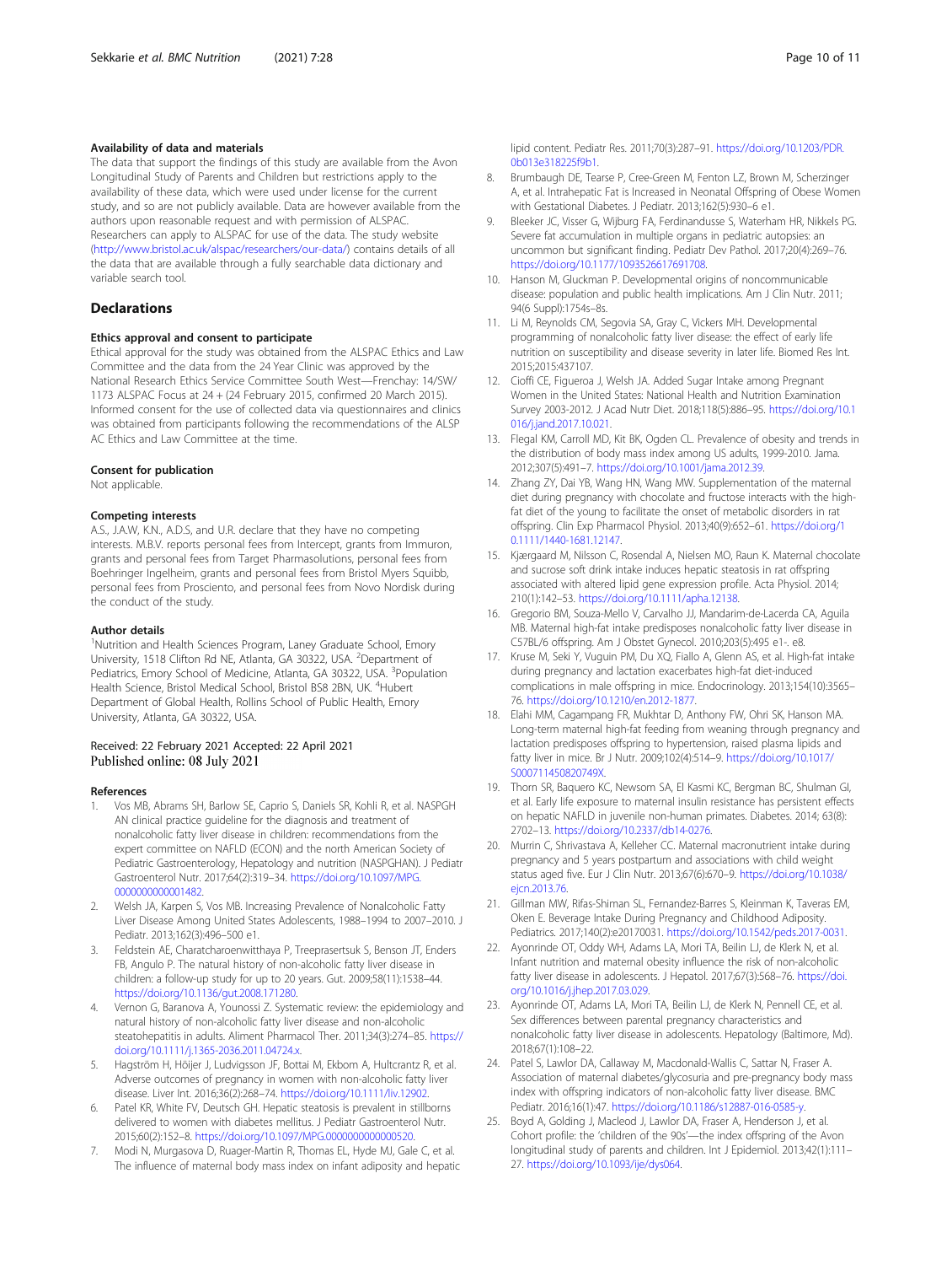### Availability of data and materials

The data that support the findings of this study are available from the Avon Longitudinal Study of Parents and Children but restrictions apply to the availability of these data, which were used under license for the current study, and so are not publicly available. Data are however available from the authors upon reasonable request and with permission of ALSPAC. Researchers can apply to ALSPAC for use of the data. The study website (http://www.bristol.ac.uk/alspac/researchers/our-data/) contains details of all the data that are available through a fully searchable data dictionary and variable search tool.

## Declarations

### Ethics approval and consent to participate

Ethical approval for the study was obtained from the ALSPAC Ethics and Law Committee and the data from the 24 Year Clinic was approved by the National Research Ethics Service Committee South West—Frenchay: 14/SW/1173 ALSPAC Focus at 24 + (24 February 2015, confirmed 20 March 2015). Informed consent for the use of collected data via questionnaires and clinics was obtained from participants following the recommendations of the ALSPAC Ethics and Law Committee at the time.

### Consent for publication

Not applicable.

### Competing interests

A.S., J.A.W, K.N., A.D.S, and U.R. declare that they have no competing interests. M.B.V. reports personal fees from Intercept, grants from Immuron, grants and personal fees from Target Pharmasolutions, personal fees from Boehringer Ingelheim, grants and personal fees from Bristol Myers Squibb, personal fees from Prosciento, and personal fees from Novo Nordisk during the conduct of the study.

### Author details

[1]Nutrition and Health Sciences Program, Laney Graduate School, Emory University, 1518 Clifton Rd NE, Atlanta, GA 30322, USA. [2]Department of Pediatrics, Emory School of Medicine, Atlanta, GA 30322, USA. [3]Population Health Science, Bristol Medical School, Bristol BS8 2BN, UK. [4]Hubert Department of Global Health, Rollins School of Public Health, Emory University, Atlanta, GA 30322, USA.

Received: 22 February 2021 Accepted: 22 April 2021
Published online: 08 July 2021

### References

1. Vos MB, Abrams SH, Barlow SE, Caprio S, Daniels SR, Kohli R, et al. NASPGHAN clinical practice guideline for the diagnosis and treatment of nonalcoholic fatty liver disease in children: recommendations from the expert committee on NAFLD (ECON) and the north American Society of Pediatric Gastroenterology, Hepatology and nutrition (NASPGHAN). J Pediatr Gastroenterol Nutr. 2017;64(2):319–34. https://doi.org/10.1097/MPG.0000000000001482.
2. Welsh JA, Karpen S, Vos MB. Increasing Prevalence of Nonalcoholic Fatty Liver Disease Among United States Adolescents, 1988–1994 to 2007–2010. J Pediatr. 2013;162(3):496–500 e1.
3. Feldstein AE, Charatcharoenwitthaya P, Treeprasertsuk S, Benson JT, Enders FB, Angulo P. The natural history of non-alcoholic fatty liver disease in children: a follow-up study for up to 20 years. Gut. 2009;58(11):1538–44. https://doi.org/10.1136/gut.2008.171280.
4. Vernon G, Baranova A, Younossi Z. Systematic review: the epidemiology and the natural history of non-alcoholic fatty liver disease and non-alcoholic steatohepatitis in adults. Aliment Pharmacol Ther. 2011;34(3):274–85. https://doi.org/10.1111/j.1365-2036.2011.04724.x.
5. Hagström H, Höijer J, Ludvigsson JF, Bottai M, Ekbom A, Hultcrantz R, et al. Adverse outcomes of pregnancy in women with non-alcoholic fatty liver disease. Liver Int. 2016;36(2):268–74. https://doi.org/10.1111/liv.12902.
6. Patel KR, White FV, Deutsch GH. Hepatic steatosis is prevalent in stillborns delivered to women with diabetes mellitus. J Pediatr Gastroenterol Nutr. 2015;60(2):152–8. https://doi.org/10.1097/MPG.0000000000000520.
7. Modi N, Murgasova D, Ruager-Martin R, Thomas EL, Hyde MJ, Gale C, et al. The influence of maternal body mass index on infant adiposity and hepatic lipid content. Pediatr Res. 2011;70(3):287–91. https://doi.org/10.1203/PDR.0b013e318225f9b1.
8. Brumbaugh DE, Tearse P, Cree-Green M, Fenton LZ, Brown M, Scherzinger A, et al. Intrahepatic Fat is Increased in Neonatal Offspring of Obese Women with Gestational Diabetes. J Pediatr. 2013;162(5):930–6 e1.
9. Bleeker JC, Visser G, Wijburg FA, Ferdinandusse S, Waterham HR, Nikkels PG. Severe fat accumulation in multiple organs in pediatric autopsies: an uncommon but significant finding. Pediatr Dev Pathol. 2017;20(4):269–76. https://doi.org/10.1177/1093526617691708.
10. Hanson M, Gluckman P. Developmental origins of noncommunicable disease: population and public health implications. Am J Clin Nutr. 2011; 94(6 Suppl):1754s–8s.
11. Li M, Reynolds CM, Segovia SA, Gray C, Vickers MH. Developmental programming of nonalcoholic fatty liver disease: the effect of early life nutrition on susceptibility and disease severity in later life. Biomed Res Int. 2015;2015:437107.
12. Cioffi CE, Figueroa J, Welsh JA. Added Sugar Intake among Pregnant Women in the United States: National Health and Nutrition Examination Survey 2003-2012. J Acad Nutr Diet. 2018;118(5):886–95. https://doi.org/10.1016/j.jand.2017.10.021.
13. Flegal KM, Carroll MD, Kit BK, Ogden CL. Prevalence of obesity and trends in the distribution of body mass index among US adults, 1999-2010. Jama. 2012;307(5):491–7. https://doi.org/10.1001/jama.2012.39.
14. Zhang ZY, Dai YB, Wang HN, Wang MW. Supplementation of the maternal diet during pregnancy with chocolate and fructose interacts with the high-fat diet of the young to facilitate the onset of metabolic disorders in rat offspring. Clin Exp Pharmacol Physiol. 2013;40(9):652–61. https://doi.org/10.1111/1440-1681.12147.
15. Kjærgaard M, Nilsson C, Rosendal A, Nielsen MO, Raun K. Maternal chocolate and sucrose soft drink intake induces hepatic steatosis in rat offspring associated with altered lipid gene expression profile. Acta Physiol. 2014; 210(1):142–53. https://doi.org/10.1111/apha.12138.
16. Gregorio BM, Souza-Mello V, Carvalho JJ, Mandarim-de-Lacerda CA, Aguila MB. Maternal high-fat intake predisposes nonalcoholic fatty liver disease in C57BL/6 offspring. Am J Obstet Gynecol. 2010;203(5):495 e1-. e8.
17. Kruse M, Seki Y, Vuguin PM, Du XQ, Fiallo A, Glenn AS, et al. High-fat intake during pregnancy and lactation exacerbates high-fat diet-induced complications in male offspring in mice. Endocrinology. 2013;154(10):3565–76. https://doi.org/10.1210/en.2012-1877.
18. Elahi MM, Cagampang FR, Mukhtar D, Anthony FW, Ohri SK, Hanson MA. Long-term maternal high-fat feeding from weaning through pregnancy and lactation predisposes offspring to hypertension, raised plasma lipids and fatty liver in mice. Br J Nutr. 2009;102(4):514–9. https://doi.org/10.1017/S000711450820749X.
19. Thorn SR, Baquero KC, Newsom SA, El Kasmi KC, Bergman BC, Shulman GI, et al. Early life exposure to maternal insulin resistance has persistent effects on hepatic NAFLD in juvenile non-human primates. Diabetes. 2014; 63(8): 2702–13. https://doi.org/10.2337/db14-0276.
20. Murrin C, Shrivastava A, Kelleher CC. Maternal macronutrient intake during pregnancy and 5 years postpartum and associations with child weight status aged five. Eur J Clin Nutr. 2013;67(6):670–9. https://doi.org/10.1038/ejcn.2013.76.
21. Gillman MW, Rifas-Shiman SL, Fernandez-Barres S, Kleinman K, Taveras EM, Oken E. Beverage Intake During Pregnancy and Childhood Adiposity. Pediatrics. 2017;140(2):e20170031. https://doi.org/10.1542/peds.2017-0031.
22. Ayonrinde OT, Oddy WH, Adams LA, Mori TA, Beilin LJ, de Klerk N, et al. Infant nutrition and maternal obesity influence the risk of non-alcoholic fatty liver disease in adolescents. J Hepatol. 2017;67(3):568–76. https://doi.org/10.1016/j.jhep.2017.03.029.
23. Ayonrinde OT, Adams LA, Mori TA, Beilin LJ, de Klerk N, Pennell CE, et al. Sex differences between parental pregnancy characteristics and nonalcoholic fatty liver disease in adolescents. Hepatology (Baltimore, Md). 2018;67(1):108–22.
24. Patel S, Lawlor DA, Callaway M, Macdonald-Wallis C, Sattar N, Fraser A. Association of maternal diabetes/glycosuria and pre-pregnancy body mass index with offspring indicators of non-alcoholic fatty liver disease. BMC Pediatr. 2016;16(1):47. https://doi.org/10.1186/s12887-016-0585-y.
25. Boyd A, Golding J, Macleod J, Lawlor DA, Fraser A, Henderson J, et al. Cohort profile: the 'children of the 90s'—the index offspring of the Avon longitudinal study of parents and children. Int J Epidemiol. 2013;42(1):111–27. https://doi.org/10.1093/ije/dys064.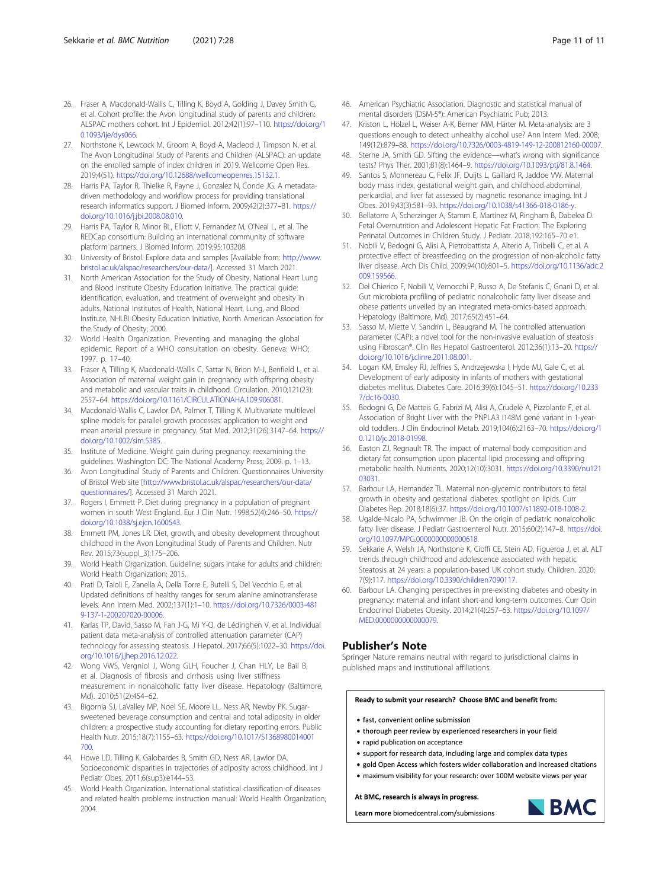26. Fraser A, Macdonald-Wallis C, Tilling K, Boyd A, Golding J, Davey Smith G, et al. Cohort profile: the Avon longitudinal study of parents and children: ALSPAC mothers cohort. Int J Epidemiol. 2012;42(1):97–110. https://doi.org/10.1093/ije/dys066.
27. Northstone K, Lewcock M, Groom A, Boyd A, Macleod J, Timpson N, et al. The Avon Longitudinal Study of Parents and Children (ALSPAC): an update on the enrolled sample of index children in 2019. Wellcome Open Res. 2019;4(51). https://doi.org/10.12688/wellcomeopenres.15132.1.
28. Harris PA, Taylor R, Thielke R, Payne J, Gonzalez N, Conde JG. A metadata-driven methodology and workflow process for providing translational research informatics support. J Biomed Inform. 2009;42(2):377–81. https://doi.org/10.1016/j.jbi.2008.08.010.
29. Harris PA, Taylor R, Minor BL, Elliott V, Fernandez M, O'Neal L, et al. The REDCap consortium: Building an international community of software platform partners. J Biomed Inform. 2019;95:103208.
30. University of Bristol. Explore data and samples [Available from: http://www.bristol.ac.uk/alspac/researchers/our-data/]. Accessed 31 March 2021.
31. North American Association for the Study of Obesity, National Heart Lung and Blood Institute Obesity Education Initiative. The practical guide: identification, evaluation, and treatment of overweight and obesity in adults. National Institutes of Health, National Heart, Lung, and Blood Institute, NHLBI Obesity Education Initiative, North American Association for the Study of Obesity; 2000.
32. World Health Organization. Preventing and managing the global epidemic. Report of a WHO consultation on obesity. Geneva: WHO; 1997. p. 17–40.
33. Fraser A, Tilling K, Macdonald-Wallis C, Sattar N, Brion M-J, Benfield L, et al. Association of maternal weight gain in pregnancy with offspring obesity and metabolic and vascular traits in childhood. Circulation. 2010;121(23):2557–64. https://doi.org/10.1161/CIRCULATIONAHA.109.906081.
34. Macdonald-Wallis C, Lawlor DA, Palmer T, Tilling K. Multivariate multilevel spline models for parallel growth processes: application to weight and mean arterial pressure in pregnancy. Stat Med. 2012;31(26):3147–64. https://doi.org/10.1002/sim.5385.
35. Institute of Medicine. Weight gain during pregnancy: reexamining the guidelines. Washington DC: The National Academy Press; 2009. p. 1–13.
36. Avon Longitudinal Study of Parents and Children. Questionnaires University of Bristol Web site [http://www.bristol.ac.uk/alspac/researchers/our-data/questionnaires/]. Accessed 31 March 2021.
37. Rogers I, Emmett P. Diet during pregnancy in a population of pregnant women in south West England. Eur J Clin Nutr. 1998;52(4):246–50. https://doi.org/10.1038/sj.ejcn.1600543.
38. Emmett PM, Jones LR. Diet, growth, and obesity development throughout childhood in the Avon Longitudinal Study of Parents and Children. Nutr Rev. 2015;73(suppl_3):175–206.
39. World Health Organization. Guideline: sugars intake for adults and children: World Health Organization; 2015.
40. Prati D, Taioli E, Zanella A, Della Torre E, Butelli S, Del Vecchio E, et al. Updated definitions of healthy ranges for serum alanine aminotransferase levels. Ann Intern Med. 2002;137(1):1–10. https://doi.org/10.7326/0003-4819-137-1-200207020-00006.
41. Karlas TP, David, Sasso M, Fan J-G, Mi Y-Q, de Lédinghen V, et al. Individual patient data meta-analysis of controlled attenuation parameter (CAP) technology for assessing steatosis. J Hepatol. 2017;66(5):1022–30. https://doi.org/10.1016/j.jhep.2016.12.022.
42. Wong VWS, Vergniol J, Wong GLH, Foucher J, Chan HLY, Le Bail B, et al. Diagnosis of fibrosis and cirrhosis using liver stiffness measurement in nonalcoholic fatty liver disease. Hepatology (Baltimore, Md). 2010;51(2):454–62.
43. Bigornia SJ, LaValley MP, Noel SE, Moore LL, Ness AR, Newby PK. Sugar-sweetened beverage consumption and central and total adiposity in older children: a prospective study accounting for dietary reporting errors. Public Health Nutr. 2015;18(7):1155–63. https://doi.org/10.1017/S1368980014001700.
44. Howe LD, Tilling K, Galobardes B, Smith GD, Ness AR, Lawlor DA. Socioeconomic disparities in trajectories of adiposity across childhood. Int J Pediatr Obes. 2011;6(sup3):e144–53.
45. World Health Organization. International statistical classification of diseases and related health problems: instruction manual: World Health Organization; 2004.
46. American Psychiatric Association. Diagnostic and statistical manual of mental disorders (DSM-5®): American Psychiatric Pub; 2013.
47. Kriston L, Hölzel L, Weiser A-K, Berner MM, Härter M. Meta-analysis: are 3 questions enough to detect unhealthy alcohol use? Ann Intern Med. 2008;149(12):879–88. https://doi.org/10.7326/0003-4819-149-12-200812160-00007.
48. Sterne JA, Smith GD. Sifting the evidence—what's wrong with significance tests? Phys Ther. 2001;81(8):1464–9. https://doi.org/10.1093/ptj/81.8.1464.
49. Santos S, Monnereau C, Felix JF, Duijts L, Gaillard R, Jaddoe VW. Maternal body mass index, gestational weight gain, and childhood abdominal, pericardial, and liver fat assessed by magnetic resonance imaging. Int J Obes. 2019;43(3):581–93. https://doi.org/10.1038/s41366-018-0186-y.
50. Bellatorre A, Scherzinger A, Stamm E, Martinez M, Ringham B, Dabelea D. Fetal Overnutrition and Adolescent Hepatic Fat Fraction: The Exploring Perinatal Outcomes in Children Study. J Pediatr. 2018;192:165–70 e1.
51. Nobili V, Bedogni G, Alisi A, Pietrobattista A, Alterio A, Tiribelli C, et al. A protective effect of breastfeeding on the progression of non-alcoholic fatty liver disease. Arch Dis Child. 2009;94(10):801–5. https://doi.org/10.1136/adc.2009.159566.
52. Del Chierico F, Nobili V, Vernocchi P, Russo A, De Stefanis C, Gnani D, et al. Gut microbiota profiling of pediatric nonalcoholic fatty liver disease and obese patients unveiled by an integrated meta-omics-based approach. Hepatology (Baltimore, Md). 2017;65(2):451–64.
53. Sasso M, Miette V, Sandrin L, Beaugrand M. The controlled attenuation parameter (CAP): a novel tool for the non-invasive evaluation of steatosis using Fibroscan®. Clin Res Hepatol Gastroenterol. 2012;36(1):13–20. https://doi.org/10.1016/j.clinre.2011.08.001.
54. Logan KM, Emsley RJ, Jeffries S, Andrzejewska I, Hyde MJ, Gale C, et al. Development of early adiposity in infants of mothers with gestational diabetes mellitus. Diabetes Care. 2016;39(6):1045–51. https://doi.org/10.2337/dc16-0030.
55. Bedogni G, De Matteis G, Fabrizi M, Alisi A, Crudele A, Pizzolante F, et al. Association of Bright Liver with the PNPLA3 I148M gene variant in 1-year-old toddlers. J Clin Endocrinol Metab. 2019;104(6):2163–70. https://doi.org/10.1210/jc.2018-01998.
56. Easton ZJ, Regnault TR. The impact of maternal body composition and dietary fat consumption upon placental lipid processing and offspring metabolic health. Nutrients. 2020;12(10):3031. https://doi.org/10.3390/nu12103031.
57. Barbour LA, Hernandez TL. Maternal non-glycemic contributors to fetal growth in obesity and gestational diabetes: spotlight on lipids. Curr Diabetes Rep. 2018;18(6):37. https://doi.org/10.1007/s11892-018-1008-2.
58. Ugalde-Nicalo PA, Schwimmer JB. On the origin of pediatric nonalcoholic fatty liver disease. J Pediatr Gastroenterol Nutr. 2015;60(2):147–8. https://doi.org/10.1097/MPG.0000000000000618.
59. Sekkarie A, Welsh JA, Northstone K, Cioffi CE, Stein AD, Figueroa J, et al. ALT trends through childhood and adolescence associated with hepatic Steatosis at 24 years: a population-based UK cohort study. Children. 2020;7(9):117. https://doi.org/10.3390/children7090117.
60. Barbour LA. Changing perspectives in pre-existing diabetes and obesity in pregnancy: maternal and infant short-and long-term outcomes. Curr Opin Endocrinol Diabetes Obesity. 2014;21(4):257–63. https://doi.org/10.1097/MED.0000000000000079.

## Publisher's Note

Springer Nature remains neutral with regard to jurisdictional claims in published maps and institutional affiliations.

**Ready to submit your research? Choose BMC and benefit from:**

- fast, convenient online submission
- thorough peer review by experienced researchers in your field
- rapid publication on acceptance
- support for research data, including large and complex data types
- gold Open Access which fosters wider collaboration and increased citations
- maximum visibility for your research: over 100M website views per year

**At BMC, research is always in progress.**

**Learn more** biomedcentral.com/submissions

BMC